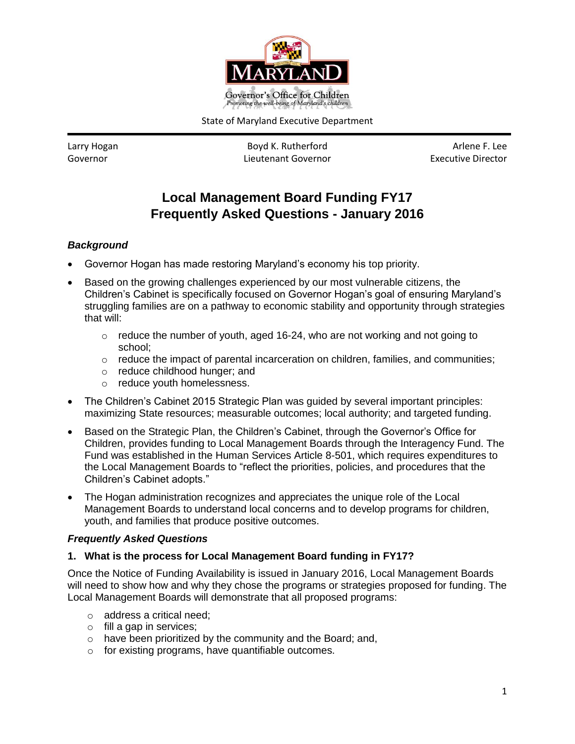Governor's Office for Children
*Promoting the well-being of Maryland's children*

State of Maryland Executive Department

| Larry Hogan | Boyd K. Rutherford | Arlene F. Lee |
|---|---|---|
| Governor | Lieutenant Governor | Executive Director |

# Local Management Board Funding FY17
# Frequently Asked Questions - January 2016

### *Background*

- Governor Hogan has made restoring Maryland's economy his top priority.
- Based on the growing challenges experienced by our most vulnerable citizens, the Children's Cabinet is specifically focused on Governor Hogan's goal of ensuring Maryland's struggling families are on a pathway to economic stability and opportunity through strategies that will:
  - reduce the number of youth, aged 16-24, who are not working and not going to school;
  - reduce the impact of parental incarceration on children, families, and communities;
  - reduce childhood hunger; and
  - reduce youth homelessness.
- The Children's Cabinet 2015 Strategic Plan was guided by several important principles: maximizing State resources; measurable outcomes; local authority; and targeted funding.
- Based on the Strategic Plan, the Children's Cabinet, through the Governor's Office for Children, provides funding to Local Management Boards through the Interagency Fund. The Fund was established in the Human Services Article 8-501, which requires expenditures to the Local Management Boards to "reflect the priorities, policies, and procedures that the Children's Cabinet adopts."
- The Hogan administration recognizes and appreciates the unique role of the Local Management Boards to understand local concerns and to develop programs for children, youth, and families that produce positive outcomes.

### *Frequently Asked Questions*

**1. What is the process for Local Management Board funding in FY17?**

Once the Notice of Funding Availability is issued in January 2016, Local Management Boards will need to show how and why they chose the programs or strategies proposed for funding. The Local Management Boards will demonstrate that all proposed programs:

- address a critical need;
- fill a gap in services;
- have been prioritized by the community and the Board; and,
- for existing programs, have quantifiable outcomes.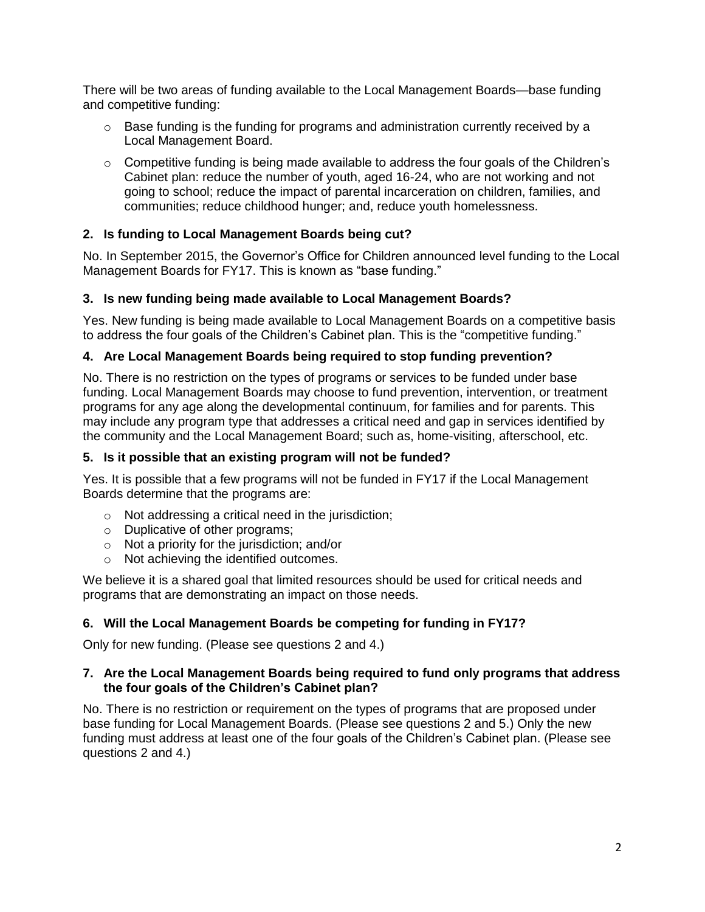There will be two areas of funding available to the Local Management Boards—base funding and competitive funding:

- Base funding is the funding for programs and administration currently received by a Local Management Board.
- Competitive funding is being made available to address the four goals of the Children's Cabinet plan: reduce the number of youth, aged 16-24, who are not working and not going to school; reduce the impact of parental incarceration on children, families, and communities; reduce childhood hunger; and, reduce youth homelessness.

**2. Is funding to Local Management Boards being cut?**

No. In September 2015, the Governor's Office for Children announced level funding to the Local Management Boards for FY17. This is known as "base funding."

**3. Is new funding being made available to Local Management Boards?**

Yes. New funding is being made available to Local Management Boards on a competitive basis to address the four goals of the Children's Cabinet plan. This is the "competitive funding."

**4. Are Local Management Boards being required to stop funding prevention?**

No. There is no restriction on the types of programs or services to be funded under base funding. Local Management Boards may choose to fund prevention, intervention, or treatment programs for any age along the developmental continuum, for families and for parents. This may include any program type that addresses a critical need and gap in services identified by the community and the Local Management Board; such as, home-visiting, afterschool, etc.

**5. Is it possible that an existing program will not be funded?**

Yes. It is possible that a few programs will not be funded in FY17 if the Local Management Boards determine that the programs are:

- Not addressing a critical need in the jurisdiction;
- Duplicative of other programs;
- Not a priority for the jurisdiction; and/or
- Not achieving the identified outcomes.

We believe it is a shared goal that limited resources should be used for critical needs and programs that are demonstrating an impact on those needs.

**6. Will the Local Management Boards be competing for funding in FY17?**

Only for new funding. (Please see questions 2 and 4.)

**7. Are the Local Management Boards being required to fund only programs that address the four goals of the Children's Cabinet plan?**

No. There is no restriction or requirement on the types of programs that are proposed under base funding for Local Management Boards. (Please see questions 2 and 5.) Only the new funding must address at least one of the four goals of the Children's Cabinet plan. (Please see questions 2 and 4.)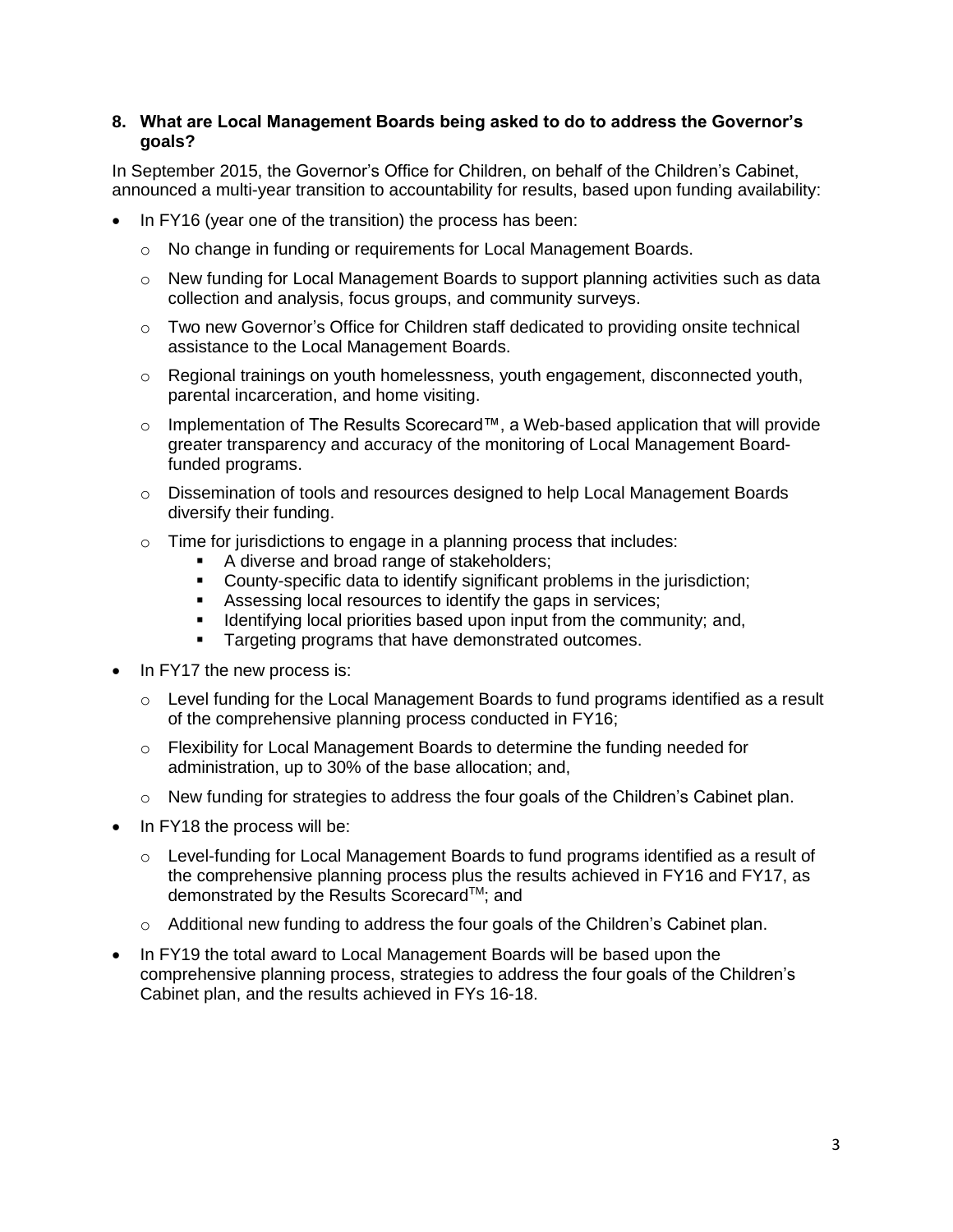**8. What are Local Management Boards being asked to do to address the Governor's goals?**

In September 2015, the Governor's Office for Children, on behalf of the Children's Cabinet, announced a multi-year transition to accountability for results, based upon funding availability:

- In FY16 (year one of the transition) the process has been:
  - No change in funding or requirements for Local Management Boards.
  - New funding for Local Management Boards to support planning activities such as data collection and analysis, focus groups, and community surveys.
  - Two new Governor's Office for Children staff dedicated to providing onsite technical assistance to the Local Management Boards.
  - Regional trainings on youth homelessness, youth engagement, disconnected youth, parental incarceration, and home visiting.
  - Implementation of The Results Scorecard™, a Web-based application that will provide greater transparency and accuracy of the monitoring of Local Management Board-funded programs.
  - Dissemination of tools and resources designed to help Local Management Boards diversify their funding.
  - Time for jurisdictions to engage in a planning process that includes:
    - A diverse and broad range of stakeholders;
    - County-specific data to identify significant problems in the jurisdiction;
    - Assessing local resources to identify the gaps in services;
    - Identifying local priorities based upon input from the community; and,
    - Targeting programs that have demonstrated outcomes.
- In FY17 the new process is:
  - Level funding for the Local Management Boards to fund programs identified as a result of the comprehensive planning process conducted in FY16;
  - Flexibility for Local Management Boards to determine the funding needed for administration, up to 30% of the base allocation; and,
  - New funding for strategies to address the four goals of the Children's Cabinet plan.
- In FY18 the process will be:
  - Level-funding for Local Management Boards to fund programs identified as a result of the comprehensive planning process plus the results achieved in FY16 and FY17, as demonstrated by the Results Scorecard™; and
  - Additional new funding to address the four goals of the Children's Cabinet plan.
- In FY19 the total award to Local Management Boards will be based upon the comprehensive planning process, strategies to address the four goals of the Children's Cabinet plan, and the results achieved in FYs 16-18.